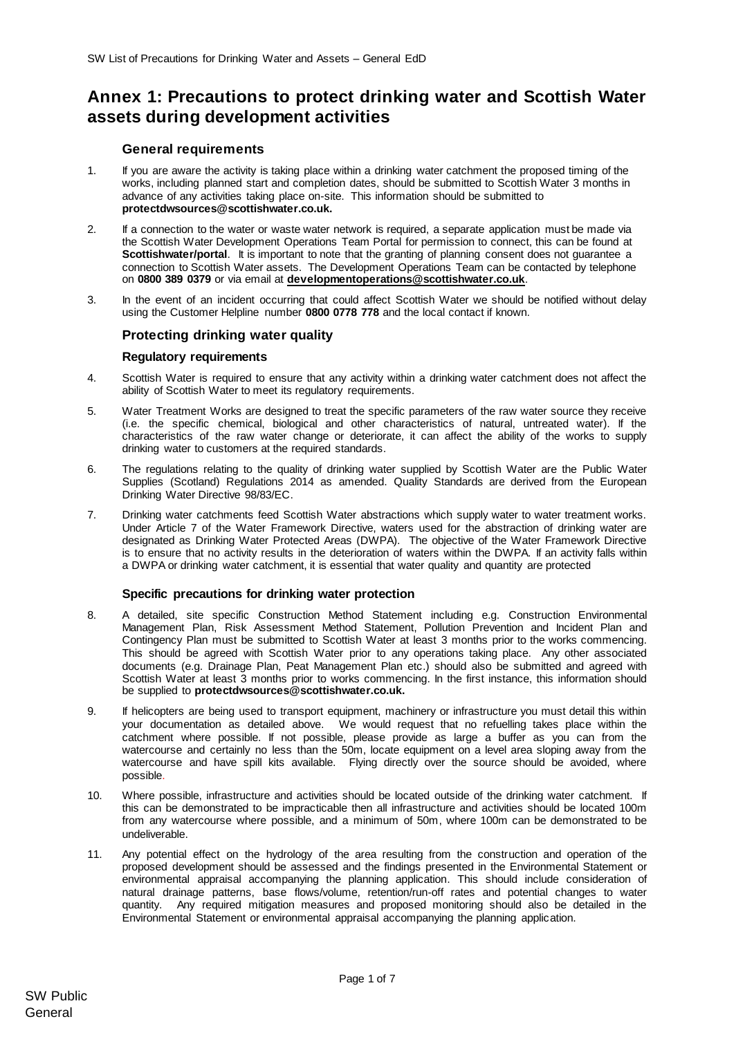# Annex 1: Precautions to protect drinking water and Scottish Water assets during development activities

## General requirements

1. If you are aware the activity is taking place within a drinking water catchment the proposed timing of the works, including planned start and completion dates, should be submitted to Scottish Water 3 months in advance of any activities taking place on-site. This information should be submitted to **protectdwsources@scottishwater.co.uk.**

2. If a connection to the water or waste water network is required, a separate application must be made via the Scottish Water Development Operations Team Portal for permission to connect, this can be found at **Scottishwater/portal**. It is important to note that the granting of planning consent does not guarantee a connection to Scottish Water assets. The Development Operations Team can be contacted by telephone on **0800 389 0379** or via email at **developmentoperations@scottishwater.co.uk**.

3. In the event of an incident occurring that could affect Scottish Water we should be notified without delay using the Customer Helpline number **0800 0778 778** and the local contact if known.

## Protecting drinking water quality

### Regulatory requirements

4. Scottish Water is required to ensure that any activity within a drinking water catchment does not affect the ability of Scottish Water to meet its regulatory requirements.

5. Water Treatment Works are designed to treat the specific parameters of the raw water source they receive (i.e. the specific chemical, biological and other characteristics of natural, untreated water). If the characteristics of the raw water change or deteriorate, it can affect the ability of the works to supply drinking water to customers at the required standards.

6. The regulations relating to the quality of drinking water supplied by Scottish Water are the Public Water Supplies (Scotland) Regulations 2014 as amended. Quality Standards are derived from the European Drinking Water Directive 98/83/EC.

7. Drinking water catchments feed Scottish Water abstractions which supply water to water treatment works. Under Article 7 of the Water Framework Directive, waters used for the abstraction of drinking water are designated as Drinking Water Protected Areas (DWPA). The objective of the Water Framework Directive is to ensure that no activity results in the deterioration of waters within the DWPA. If an activity falls within a DWPA or drinking water catchment, it is essential that water quality and quantity are protected

### Specific precautions for drinking water protection

8. A detailed, site specific Construction Method Statement including e.g. Construction Environmental Management Plan, Risk Assessment Method Statement, Pollution Prevention and Incident Plan and Contingency Plan must be submitted to Scottish Water at least 3 months prior to the works commencing. This should be agreed with Scottish Water prior to any operations taking place. Any other associated documents (e.g. Drainage Plan, Peat Management Plan etc.) should also be submitted and agreed with Scottish Water at least 3 months prior to works commencing. In the first instance, this information should be supplied to **protectdwsources@scottishwater.co.uk.**

9. If helicopters are being used to transport equipment, machinery or infrastructure you must detail this within your documentation as detailed above. We would request that no refuelling takes place within the catchment where possible. If not possible, please provide as large a buffer as you can from the watercourse and certainly no less than the 50m, locate equipment on a level area sloping away from the watercourse and have spill kits available. Flying directly over the source should be avoided, where possible.

10. Where possible, infrastructure and activities should be located outside of the drinking water catchment. If this can be demonstrated to be impracticable then all infrastructure and activities should be located 100m from any watercourse where possible, and a minimum of 50m, where 100m can be demonstrated to be undeliverable.

11. Any potential effect on the hydrology of the area resulting from the construction and operation of the proposed development should be assessed and the findings presented in the Environmental Statement or environmental appraisal accompanying the planning application. This should include consideration of natural drainage patterns, base flows/volume, retention/run-off rates and potential changes to water quantity. Any required mitigation measures and proposed monitoring should also be detailed in the Environmental Statement or environmental appraisal accompanying the planning application.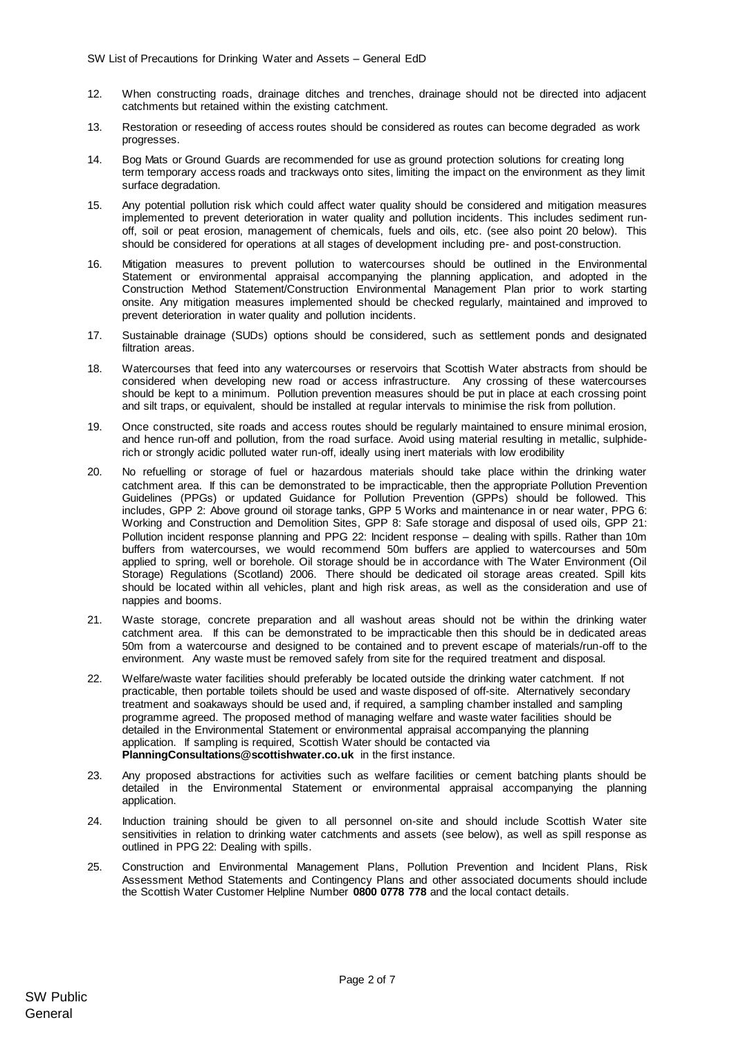12. When constructing roads, drainage ditches and trenches, drainage should not be directed into adjacent catchments but retained within the existing catchment.

13. Restoration or reseeding of access routes should be considered as routes can become degraded as work progresses.

14. Bog Mats or Ground Guards are recommended for use as ground protection solutions for creating long term temporary access roads and trackways onto sites, limiting the impact on the environment as they limit surface degradation.

15. Any potential pollution risk which could affect water quality should be considered and mitigation measures implemented to prevent deterioration in water quality and pollution incidents. This includes sediment run-off, soil or peat erosion, management of chemicals, fuels and oils, etc. (see also point 20 below). This should be considered for operations at all stages of development including pre- and post-construction.

16. Mitigation measures to prevent pollution to watercourses should be outlined in the Environmental Statement or environmental appraisal accompanying the planning application, and adopted in the Construction Method Statement/Construction Environmental Management Plan prior to work starting onsite. Any mitigation measures implemented should be checked regularly, maintained and improved to prevent deterioration in water quality and pollution incidents.

17. Sustainable drainage (SUDs) options should be considered, such as settlement ponds and designated filtration areas.

18. Watercourses that feed into any watercourses or reservoirs that Scottish Water abstracts from should be considered when developing new road or access infrastructure. Any crossing of these watercourses should be kept to a minimum. Pollution prevention measures should be put in place at each crossing point and silt traps, or equivalent, should be installed at regular intervals to minimise the risk from pollution.

19. Once constructed, site roads and access routes should be regularly maintained to ensure minimal erosion, and hence run-off and pollution, from the road surface. Avoid using material resulting in metallic, sulphide-rich or strongly acidic polluted water run-off, ideally using inert materials with low erodibility

20. No refuelling or storage of fuel or hazardous materials should take place within the drinking water catchment area. If this can be demonstrated to be impracticable, then the appropriate Pollution Prevention Guidelines (PPGs) or updated Guidance for Pollution Prevention (GPPs) should be followed. This includes, GPP 2: Above ground oil storage tanks, GPP 5 Works and maintenance in or near water, PPG 6: Working and Construction and Demolition Sites, GPP 8: Safe storage and disposal of used oils, GPP 21: Pollution incident response planning and PPG 22: Incident response – dealing with spills. Rather than 10m buffers from watercourses, we would recommend 50m buffers are applied to watercourses and 50m applied to spring, well or borehole. Oil storage should be in accordance with The Water Environment (Oil Storage) Regulations (Scotland) 2006. There should be dedicated oil storage areas created. Spill kits should be located within all vehicles, plant and high risk areas, as well as the consideration and use of nappies and booms.

21. Waste storage, concrete preparation and all washout areas should not be within the drinking water catchment area. If this can be demonstrated to be impracticable then this should be in dedicated areas 50m from a watercourse and designed to be contained and to prevent escape of materials/run-off to the environment. Any waste must be removed safely from site for the required treatment and disposal.

22. Welfare/waste water facilities should preferably be located outside the drinking water catchment. If not practicable, then portable toilets should be used and waste disposed of off-site. Alternatively secondary treatment and soakaways should be used and, if required, a sampling chamber installed and sampling programme agreed. The proposed method of managing welfare and waste water facilities should be detailed in the Environmental Statement or environmental appraisal accompanying the planning application. If sampling is required, Scottish Water should be contacted via **PlanningConsultations@scottishwater.co.uk** in the first instance.

23. Any proposed abstractions for activities such as welfare facilities or cement batching plants should be detailed in the Environmental Statement or environmental appraisal accompanying the planning application.

24. Induction training should be given to all personnel on-site and should include Scottish Water site sensitivities in relation to drinking water catchments and assets (see below), as well as spill response as outlined in PPG 22: Dealing with spills.

25. Construction and Environmental Management Plans, Pollution Prevention and Incident Plans, Risk Assessment Method Statements and Contingency Plans and other associated documents should include the Scottish Water Customer Helpline Number **0800 0778 778** and the local contact details.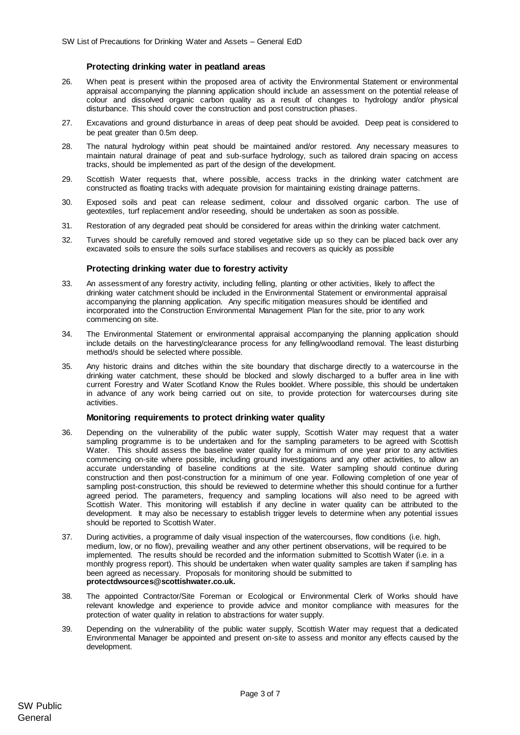### Protecting drinking water in peatland areas

26. When peat is present within the proposed area of activity the Environmental Statement or environmental appraisal accompanying the planning application should include an assessment on the potential release of colour and dissolved organic carbon quality as a result of changes to hydrology and/or physical disturbance. This should cover the construction and post construction phases.

27. Excavations and ground disturbance in areas of deep peat should be avoided. Deep peat is considered to be peat greater than 0.5m deep.

28. The natural hydrology within peat should be maintained and/or restored. Any necessary measures to maintain natural drainage of peat and sub-surface hydrology, such as tailored drain spacing on access tracks, should be implemented as part of the design of the development.

29. Scottish Water requests that, where possible, access tracks in the drinking water catchment are constructed as floating tracks with adequate provision for maintaining existing drainage patterns.

30. Exposed soils and peat can release sediment, colour and dissolved organic carbon. The use of geotextiles, turf replacement and/or reseeding, should be undertaken as soon as possible.

31. Restoration of any degraded peat should be considered for areas within the drinking water catchment.

32. Turves should be carefully removed and stored vegetative side up so they can be placed back over any excavated soils to ensure the soils surface stabilises and recovers as quickly as possible

### Protecting drinking water due to forestry activity

33. An assessment of any forestry activity, including felling, planting or other activities, likely to affect the drinking water catchment should be included in the Environmental Statement or environmental appraisal accompanying the planning application. Any specific mitigation measures should be identified and incorporated into the Construction Environmental Management Plan for the site, prior to any work commencing on site.

34. The Environmental Statement or environmental appraisal accompanying the planning application should include details on the harvesting/clearance process for any felling/woodland removal. The least disturbing method/s should be selected where possible.

35. Any historic drains and ditches within the site boundary that discharge directly to a watercourse in the drinking water catchment, these should be blocked and slowly discharged to a buffer area in line with current Forestry and Water Scotland Know the Rules booklet. Where possible, this should be undertaken in advance of any work being carried out on site, to provide protection for watercourses during site activities.

### Monitoring requirements to protect drinking water quality

36. Depending on the vulnerability of the public water supply, Scottish Water may request that a water sampling programme is to be undertaken and for the sampling parameters to be agreed with Scottish Water. This should assess the baseline water quality for a minimum of one year prior to any activities commencing on-site where possible, including ground investigations and any other activities, to allow an accurate understanding of baseline conditions at the site. Water sampling should continue during construction and then post-construction for a minimum of one year. Following completion of one year of sampling post-construction, this should be reviewed to determine whether this should continue for a further agreed period. The parameters, frequency and sampling locations will also need to be agreed with Scottish Water. This monitoring will establish if any decline in water quality can be attributed to the development. It may also be necessary to establish trigger levels to determine when any potential issues should be reported to Scottish Water.

37. During activities, a programme of daily visual inspection of the watercourses, flow conditions (i.e. high, medium, low, or no flow), prevailing weather and any other pertinent observations, will be required to be implemented. The results should be recorded and the information submitted to Scottish Water (i.e. in a monthly progress report). This should be undertaken when water quality samples are taken if sampling has been agreed as necessary. Proposals for monitoring should be submitted to **protectdwsources@scottishwater.co.uk.**

38. The appointed Contractor/Site Foreman or Ecological or Environmental Clerk of Works should have relevant knowledge and experience to provide advice and monitor compliance with measures for the protection of water quality in relation to abstractions for water supply.

39. Depending on the vulnerability of the public water supply, Scottish Water may request that a dedicated Environmental Manager be appointed and present on-site to assess and monitor any effects caused by the development.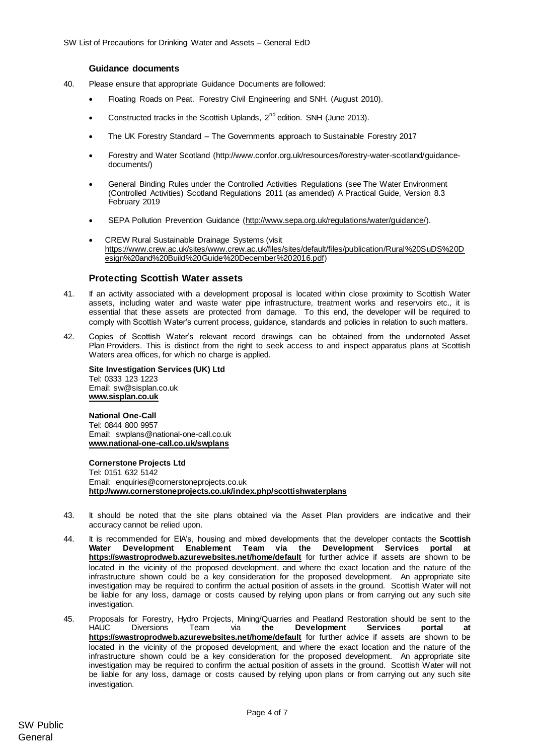## Guidance documents

40. Please ensure that appropriate Guidance Documents are followed:

- Floating Roads on Peat. Forestry Civil Engineering and SNH. (August 2010).
- Constructed tracks in the Scottish Uplands, 2nd edition. SNH (June 2013).
- The UK Forestry Standard – The Governments approach to Sustainable Forestry 2017
- Forestry and Water Scotland (http://www.confor.org.uk/resources/forestry-water-scotland/guidance-documents/)
- General Binding Rules under the Controlled Activities Regulations (see The Water Environment (Controlled Activities) Scotland Regulations 2011 (as amended) A Practical Guide, Version 8.3 February 2019
- SEPA Pollution Prevention Guidance (http://www.sepa.org.uk/regulations/water/guidance/).
- CREW Rural Sustainable Drainage Systems (visit https://www.crew.ac.uk/sites/www.crew.ac.uk/files/sites/default/files/publication/Rural%20SuDS%20Design%20and%20Build%20Guide%20December%202016.pdf)

## Protecting Scottish Water assets

41. If an activity associated with a development proposal is located within close proximity to Scottish Water assets, including water and waste water pipe infrastructure, treatment works and reservoirs etc., it is essential that these assets are protected from damage. To this end, the developer will be required to comply with Scottish Water's current process, guidance, standards and policies in relation to such matters.

42. Copies of Scottish Water's relevant record drawings can be obtained from the undernoted Asset Plan Providers. This is distinct from the right to seek access to and inspect apparatus plans at Scottish Waters area offices, for which no charge is applied.

**Site Investigation Services (UK) Ltd**
Tel: 0333 123 1223
Email: sw@sisplan.co.uk
**www.sisplan.co.uk**

**National One-Call**
Tel: 0844 800 9957
Email: swplans@national-one-call.co.uk
**www.national-one-call.co.uk/swplans**

**Cornerstone Projects Ltd**
Tel: 0151 632 5142
Email: enquiries@cornerstoneprojects.co.uk
**http://www.cornerstoneprojects.co.uk/index.php/scottishwaterplans**

43. It should be noted that the site plans obtained via the Asset Plan providers are indicative and their accuracy cannot be relied upon.

44. It is recommended for EIA's, housing and mixed developments that the developer contacts the **Scottish Water Development Enablement Team via the Development Services portal at https://swastroprodweb.azurewebsites.net/home/default** for further advice if assets are shown to be located in the vicinity of the proposed development, and where the exact location and the nature of the infrastructure shown could be a key consideration for the proposed development. An appropriate site investigation may be required to confirm the actual position of assets in the ground. Scottish Water will not be liable for any loss, damage or costs caused by relying upon plans or from carrying out any such site investigation.

45. Proposals for Forestry, Hydro Projects, Mining/Quarries and Peatland Restoration should be sent to the HAUC Diversions Team via **the Development Services portal at https://swastroprodweb.azurewebsites.net/home/default** for further advice if assets are shown to be located in the vicinity of the proposed development, and where the exact location and the nature of the infrastructure shown could be a key consideration for the proposed development. An appropriate site investigation may be required to confirm the actual position of assets in the ground. Scottish Water will not be liable for any loss, damage or costs caused by relying upon plans or from carrying out any such site investigation.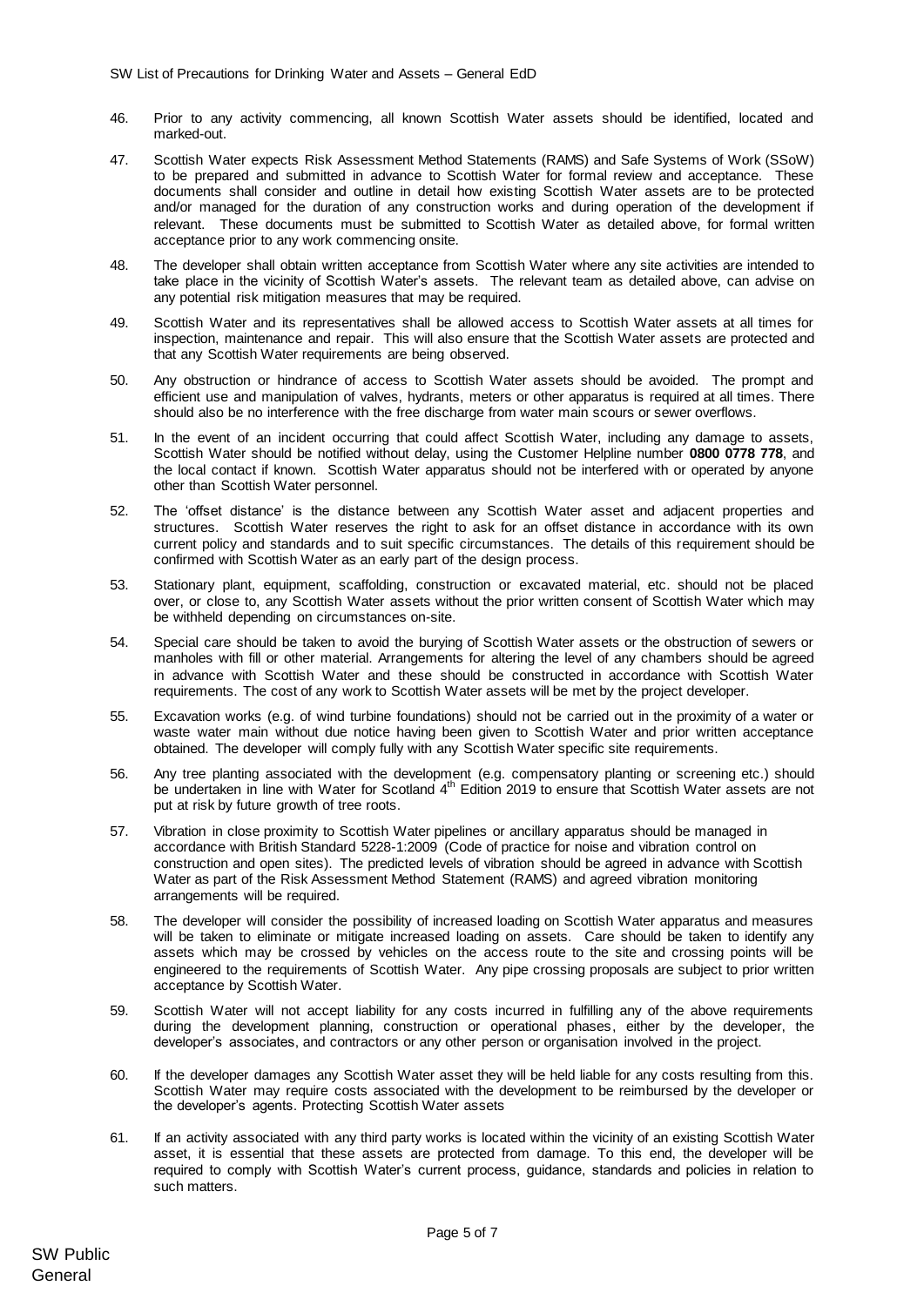46. Prior to any activity commencing, all known Scottish Water assets should be identified, located and marked-out.

47. Scottish Water expects Risk Assessment Method Statements (RAMS) and Safe Systems of Work (SSoW) to be prepared and submitted in advance to Scottish Water for formal review and acceptance. These documents shall consider and outline in detail how existing Scottish Water assets are to be protected and/or managed for the duration of any construction works and during operation of the development if relevant. These documents must be submitted to Scottish Water as detailed above, for formal written acceptance prior to any work commencing onsite.

48. The developer shall obtain written acceptance from Scottish Water where any site activities are intended to take place in the vicinity of Scottish Water's assets. The relevant team as detailed above, can advise on any potential risk mitigation measures that may be required.

49. Scottish Water and its representatives shall be allowed access to Scottish Water assets at all times for inspection, maintenance and repair. This will also ensure that the Scottish Water assets are protected and that any Scottish Water requirements are being observed.

50. Any obstruction or hindrance of access to Scottish Water assets should be avoided. The prompt and efficient use and manipulation of valves, hydrants, meters or other apparatus is required at all times. There should also be no interference with the free discharge from water main scours or sewer overflows.

51. In the event of an incident occurring that could affect Scottish Water, including any damage to assets, Scottish Water should be notified without delay, using the Customer Helpline number **0800 0778 778**, and the local contact if known. Scottish Water apparatus should not be interfered with or operated by anyone other than Scottish Water personnel.

52. The 'offset distance' is the distance between any Scottish Water asset and adjacent properties and structures. Scottish Water reserves the right to ask for an offset distance in accordance with its own current policy and standards and to suit specific circumstances. The details of this requirement should be confirmed with Scottish Water as an early part of the design process.

53. Stationary plant, equipment, scaffolding, construction or excavated material, etc. should not be placed over, or close to, any Scottish Water assets without the prior written consent of Scottish Water which may be withheld depending on circumstances on-site.

54. Special care should be taken to avoid the burying of Scottish Water assets or the obstruction of sewers or manholes with fill or other material. Arrangements for altering the level of any chambers should be agreed in advance with Scottish Water and these should be constructed in accordance with Scottish Water requirements. The cost of any work to Scottish Water assets will be met by the project developer.

55. Excavation works (e.g. of wind turbine foundations) should not be carried out in the proximity of a water or waste water main without due notice having been given to Scottish Water and prior written acceptance obtained. The developer will comply fully with any Scottish Water specific site requirements.

56. Any tree planting associated with the development (e.g. compensatory planting or screening etc.) should be undertaken in line with Water for Scotland 4th Edition 2019 to ensure that Scottish Water assets are not put at risk by future growth of tree roots.

57. Vibration in close proximity to Scottish Water pipelines or ancillary apparatus should be managed in accordance with British Standard 5228-1:2009 (Code of practice for noise and vibration control on construction and open sites). The predicted levels of vibration should be agreed in advance with Scottish Water as part of the Risk Assessment Method Statement (RAMS) and agreed vibration monitoring arrangements will be required.

58. The developer will consider the possibility of increased loading on Scottish Water apparatus and measures will be taken to eliminate or mitigate increased loading on assets. Care should be taken to identify any assets which may be crossed by vehicles on the access route to the site and crossing points will be engineered to the requirements of Scottish Water. Any pipe crossing proposals are subject to prior written acceptance by Scottish Water.

59. Scottish Water will not accept liability for any costs incurred in fulfilling any of the above requirements during the development planning, construction or operational phases, either by the developer, the developer's associates, and contractors or any other person or organisation involved in the project.

60. If the developer damages any Scottish Water asset they will be held liable for any costs resulting from this. Scottish Water may require costs associated with the development to be reimbursed by the developer or the developer's agents. Protecting Scottish Water assets

61. If an activity associated with any third party works is located within the vicinity of an existing Scottish Water asset, it is essential that these assets are protected from damage. To this end, the developer will be required to comply with Scottish Water's current process, guidance, standards and policies in relation to such matters.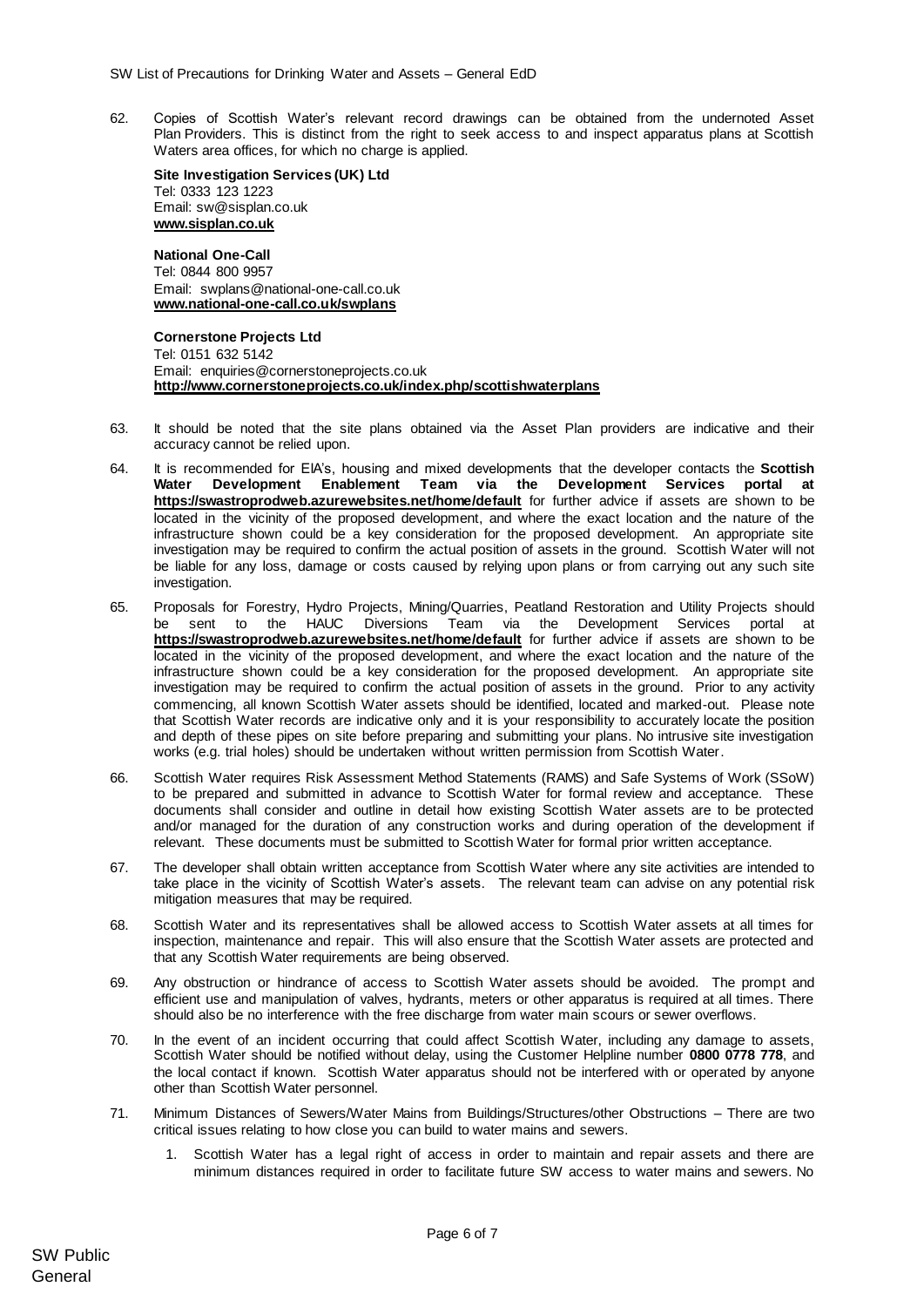62. Copies of Scottish Water's relevant record drawings can be obtained from the undernoted Asset Plan Providers. This is distinct from the right to seek access to and inspect apparatus plans at Scottish Waters area offices, for which no charge is applied.

**Site Investigation Services (UK) Ltd**
Tel: 0333 123 1223
Email: sw@sisplan.co.uk
**www.sisplan.co.uk**

**National One-Call**
Tel: 0844 800 9957
Email: swplans@national-one-call.co.uk
**www.national-one-call.co.uk/swplans**

**Cornerstone Projects Ltd**
Tel: 0151 632 5142
Email: enquiries@cornerstoneprojects.co.uk
**http://www.cornerstoneprojects.co.uk/index.php/scottishwaterplans**

63. It should be noted that the site plans obtained via the Asset Plan providers are indicative and their accuracy cannot be relied upon.

64. It is recommended for EIA's, housing and mixed developments that the developer contacts the **Scottish Water Development Enablement Team via the Development Services portal at https://swastroprodweb.azurewebsites.net/home/default** for further advice if assets are shown to be located in the vicinity of the proposed development, and where the exact location and the nature of the infrastructure shown could be a key consideration for the proposed development. An appropriate site investigation may be required to confirm the actual position of assets in the ground. Scottish Water will not be liable for any loss, damage or costs caused by relying upon plans or from carrying out any such site investigation.

65. Proposals for Forestry, Hydro Projects, Mining/Quarries, Peatland Restoration and Utility Projects should be sent to the HAUC Diversions Team via the Development Services portal at **https://swastroprodweb.azurewebsites.net/home/default** for further advice if assets are shown to be located in the vicinity of the proposed development, and where the exact location and the nature of the infrastructure shown could be a key consideration for the proposed development. An appropriate site investigation may be required to confirm the actual position of assets in the ground. Prior to any activity commencing, all known Scottish Water assets should be identified, located and marked-out. Please note that Scottish Water records are indicative only and it is your responsibility to accurately locate the position and depth of these pipes on site before preparing and submitting your plans. No intrusive site investigation works (e.g. trial holes) should be undertaken without written permission from Scottish Water.

66. Scottish Water requires Risk Assessment Method Statements (RAMS) and Safe Systems of Work (SSoW) to be prepared and submitted in advance to Scottish Water for formal review and acceptance. These documents shall consider and outline in detail how existing Scottish Water assets are to be protected and/or managed for the duration of any construction works and during operation of the development if relevant. These documents must be submitted to Scottish Water for formal prior written acceptance.

67. The developer shall obtain written acceptance from Scottish Water where any site activities are intended to take place in the vicinity of Scottish Water's assets. The relevant team can advise on any potential risk mitigation measures that may be required.

68. Scottish Water and its representatives shall be allowed access to Scottish Water assets at all times for inspection, maintenance and repair. This will also ensure that the Scottish Water assets are protected and that any Scottish Water requirements are being observed.

69. Any obstruction or hindrance of access to Scottish Water assets should be avoided. The prompt and efficient use and manipulation of valves, hydrants, meters or other apparatus is required at all times. There should also be no interference with the free discharge from water main scours or sewer overflows.

70. In the event of an incident occurring that could affect Scottish Water, including any damage to assets, Scottish Water should be notified without delay, using the Customer Helpline number **0800 0778 778**, and the local contact if known. Scottish Water apparatus should not be interfered with or operated by anyone other than Scottish Water personnel.

71. Minimum Distances of Sewers/Water Mains from Buildings/Structures/other Obstructions – There are two critical issues relating to how close you can build to water mains and sewers.

    1. Scottish Water has a legal right of access in order to maintain and repair assets and there are minimum distances required in order to facilitate future SW access to water mains and sewers. No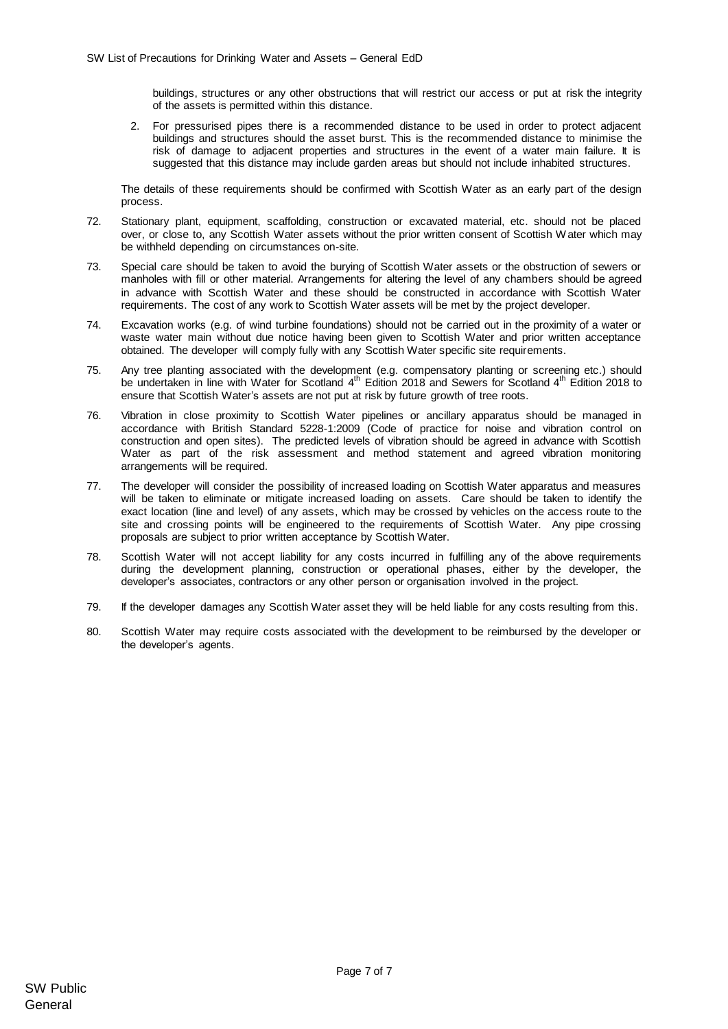buildings, structures or any other obstructions that will restrict our access or put at risk the integrity of the assets is permitted within this distance.

2. For pressurised pipes there is a recommended distance to be used in order to protect adjacent buildings and structures should the asset burst. This is the recommended distance to minimise the risk of damage to adjacent properties and structures in the event of a water main failure. It is suggested that this distance may include garden areas but should not include inhabited structures.

The details of these requirements should be confirmed with Scottish Water as an early part of the design process.

72. Stationary plant, equipment, scaffolding, construction or excavated material, etc. should not be placed over, or close to, any Scottish Water assets without the prior written consent of Scottish Water which may be withheld depending on circumstances on-site.

73. Special care should be taken to avoid the burying of Scottish Water assets or the obstruction of sewers or manholes with fill or other material. Arrangements for altering the level of any chambers should be agreed in advance with Scottish Water and these should be constructed in accordance with Scottish Water requirements. The cost of any work to Scottish Water assets will be met by the project developer.

74. Excavation works (e.g. of wind turbine foundations) should not be carried out in the proximity of a water or waste water main without due notice having been given to Scottish Water and prior written acceptance obtained. The developer will comply fully with any Scottish Water specific site requirements.

75. Any tree planting associated with the development (e.g. compensatory planting or screening etc.) should be undertaken in line with Water for Scotland 4th Edition 2018 and Sewers for Scotland 4th Edition 2018 to ensure that Scottish Water's assets are not put at risk by future growth of tree roots.

76. Vibration in close proximity to Scottish Water pipelines or ancillary apparatus should be managed in accordance with British Standard 5228-1:2009 (Code of practice for noise and vibration control on construction and open sites). The predicted levels of vibration should be agreed in advance with Scottish Water as part of the risk assessment and method statement and agreed vibration monitoring arrangements will be required.

77. The developer will consider the possibility of increased loading on Scottish Water apparatus and measures will be taken to eliminate or mitigate increased loading on assets. Care should be taken to identify the exact location (line and level) of any assets, which may be crossed by vehicles on the access route to the site and crossing points will be engineered to the requirements of Scottish Water. Any pipe crossing proposals are subject to prior written acceptance by Scottish Water.

78. Scottish Water will not accept liability for any costs incurred in fulfilling any of the above requirements during the development planning, construction or operational phases, either by the developer, the developer's associates, contractors or any other person or organisation involved in the project.

79. If the developer damages any Scottish Water asset they will be held liable for any costs resulting from this.

80. Scottish Water may require costs associated with the development to be reimbursed by the developer or the developer's agents.